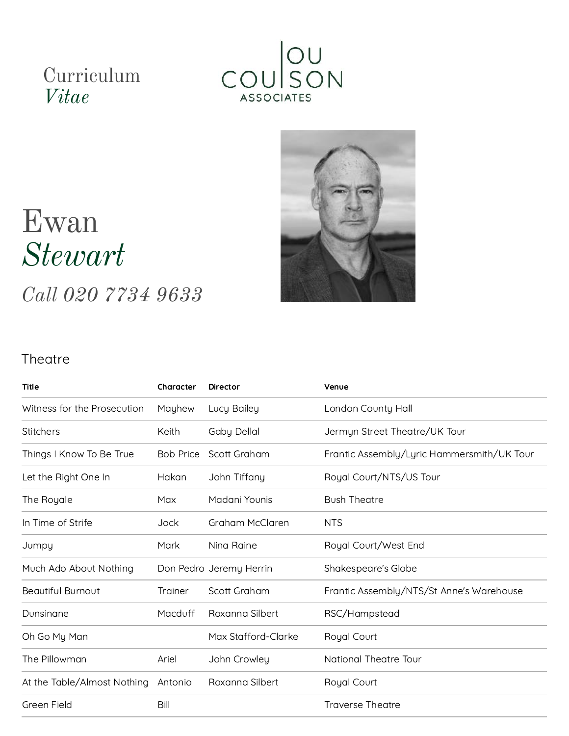Curriculum
*Vitae*

LOU COULSON ASSOCIATES

# Ewan *Stewart*

*Call 020 7734 9633*

## Theatre

| Title | Character | Director | Venue |
|---|---|---|---|
| Witness for the Prosecution | Mayhew | Lucy Bailey | London County Hall |
| Stitchers | Keith | Gaby Dellal | Jermyn Street Theatre/UK Tour |
| Things I Know To Be True | Bob Price | Scott Graham | Frantic Assembly/Lyric Hammersmith/UK Tour |
| Let the Right One In | Hakan | John Tiffany | Royal Court/NTS/US Tour |
| The Royale | Max | Madani Younis | Bush Theatre |
| In Time of Strife | Jock | Graham McClaren | NTS |
| Jumpy | Mark | Nina Raine | Royal Court/West End |
| Much Ado About Nothing | Don Pedro | Jeremy Herrin | Shakespeare's Globe |
| Beautiful Burnout | Trainer | Scott Graham | Frantic Assembly/NTS/St Anne's Warehouse |
| Dunsinane | Macduff | Roxanna Silbert | RSC/Hampstead |
| Oh Go My Man | | Max Stafford-Clarke | Royal Court |
| The Pillowman | Ariel | John Crowley | National Theatre Tour |
| At the Table/Almost Nothing | Antonio | Roxanna Silbert | Royal Court |
| Green Field | Bill | | Traverse Theatre |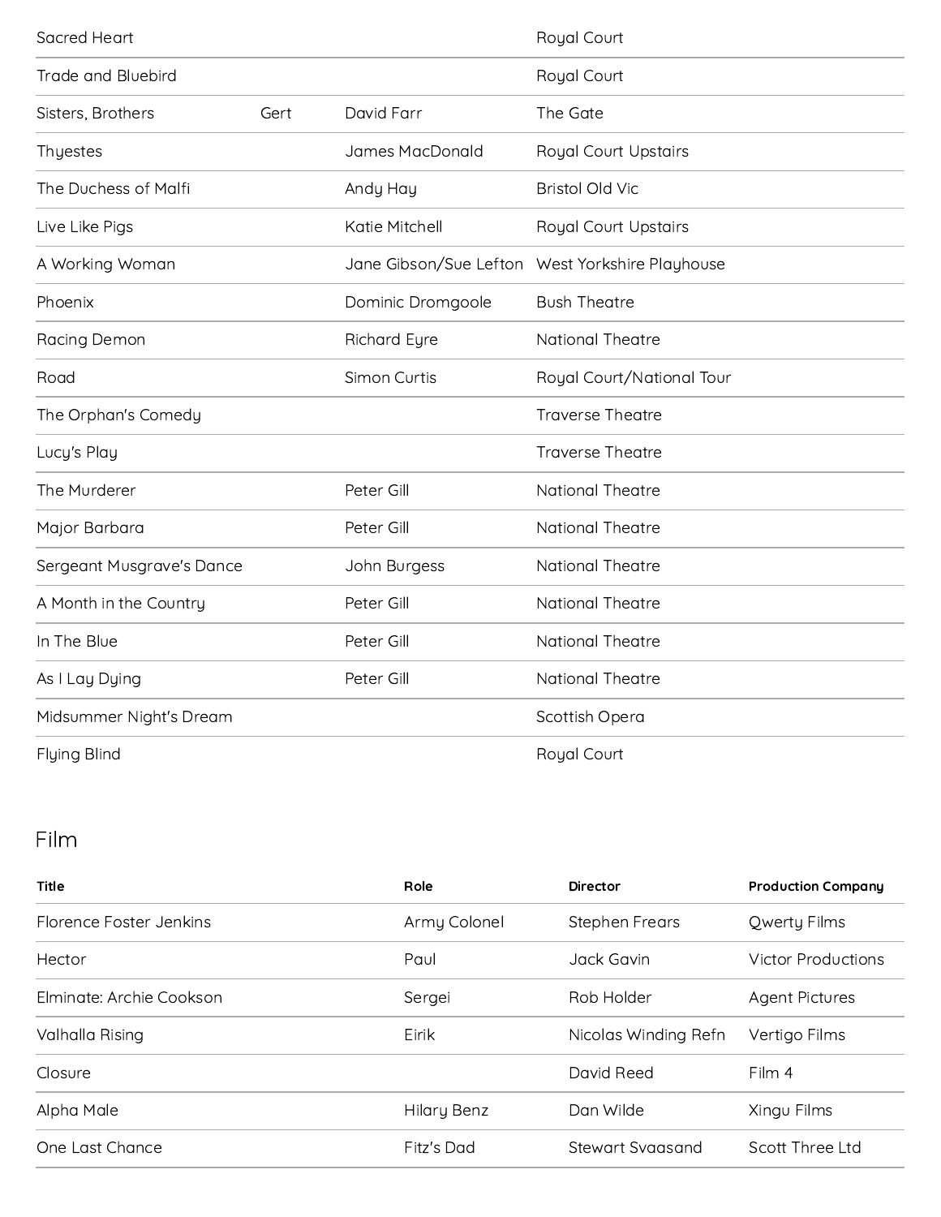| | | | |
|---|---|---|---|
| Sacred Heart | | | Royal Court |
| Trade and Bluebird | | | Royal Court |
| Sisters, Brothers | Gert | David Farr | The Gate |
| Thyestes | | James MacDonald | Royal Court Upstairs |
| The Duchess of Malfi | | Andy Hay | Bristol Old Vic |
| Live Like Pigs | | Katie Mitchell | Royal Court Upstairs |
| A Working Woman | | Jane Gibson/Sue Lefton | West Yorkshire Playhouse |
| Phoenix | | Dominic Dromgoole | Bush Theatre |
| Racing Demon | | Richard Eyre | National Theatre |
| Road | | Simon Curtis | Royal Court/National Tour |
| The Orphan's Comedy | | | Traverse Theatre |
| Lucy's Play | | | Traverse Theatre |
| The Murderer | | Peter Gill | National Theatre |
| Major Barbara | | Peter Gill | National Theatre |
| Sergeant Musgrave's Dance | | John Burgess | National Theatre |
| A Month in the Country | | Peter Gill | National Theatre |
| In The Blue | | Peter Gill | National Theatre |
| As I Lay Dying | | Peter Gill | National Theatre |
| Midsummer Night's Dream | | | Scottish Opera |
| Flying Blind | | | Royal Court |

## Film

| Title | Role | Director | Production Company |
|---|---|---|---|
| Florence Foster Jenkins | Army Colonel | Stephen Frears | Qwerty Films |
| Hector | Paul | Jack Gavin | Victor Productions |
| Elminate: Archie Cookson | Sergei | Rob Holder | Agent Pictures |
| Valhalla Rising | Eirik | Nicolas Winding Refn | Vertigo Films |
| Closure | | David Reed | Film 4 |
| Alpha Male | Hilary Benz | Dan Wilde | Xingu Films |
| One Last Chance | Fitz's Dad | Stewart Svaasand | Scott Three Ltd |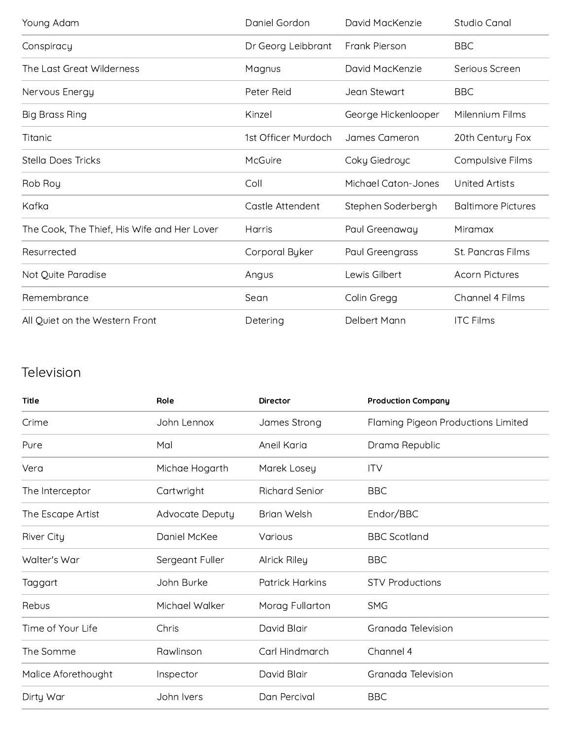| | | | |
|---|---|---|---|
| Young Adam | Daniel Gordon | David MacKenzie | Studio Canal |
| Conspiracy | Dr Georg Leibbrant | Frank Pierson | BBC |
| The Last Great Wilderness | Magnus | David MacKenzie | Serious Screen |
| Nervous Energy | Peter Reid | Jean Stewart | BBC |
| Big Brass Ring | Kinzel | George Hickenlooper | Milennium Films |
| Titanic | 1st Officer Murdoch | James Cameron | 20th Century Fox |
| Stella Does Tricks | McGuire | Coky Giedroyc | Compulsive Films |
| Rob Roy | Coll | Michael Caton-Jones | United Artists |
| Kafka | Castle Attendent | Stephen Soderbergh | Baltimore Pictures |
| The Cook, The Thief, His Wife and Her Lover | Harris | Paul Greenaway | Miramax |
| Resurrected | Corporal Byker | Paul Greengrass | St. Pancras Films |
| Not Quite Paradise | Angus | Lewis Gilbert | Acorn Pictures |
| Remembrance | Sean | Colin Gregg | Channel 4 Films |
| All Quiet on the Western Front | Detering | Delbert Mann | ITC Films |

## Television

| Title | Role | Director | Production Company |
|---|---|---|---|
| Crime | John Lennox | James Strong | Flaming Pigeon Productions Limited |
| Pure | Mal | Aneil Karia | Drama Republic |
| Vera | Michae Hogarth | Marek Losey | ITV |
| The Interceptor | Cartwright | Richard Senior | BBC |
| The Escape Artist | Advocate Deputy | Brian Welsh | Endor/BBC |
| River City | Daniel McKee | Various | BBC Scotland |
| Walter's War | Sergeant Fuller | Alrick Riley | BBC |
| Taggart | John Burke | Patrick Harkins | STV Productions |
| Rebus | Michael Walker | Morag Fullarton | SMG |
| Time of Your Life | Chris | David Blair | Granada Television |
| The Somme | Rawlinson | Carl Hindmarch | Channel 4 |
| Malice Aforethought | Inspector | David Blair | Granada Television |
| Dirty War | John Ivers | Dan Percival | BBC |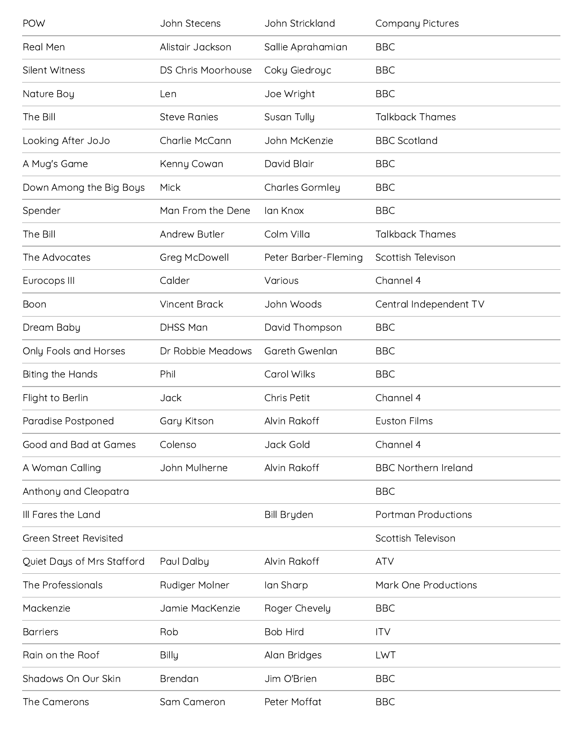| | | | |
|---|---|---|---|
| POW | John Stecens | John Strickland | Company Pictures |
| Real Men | Alistair Jackson | Sallie Aprahamian | BBC |
| Silent Witness | DS Chris Moorhouse | Coky Giedroyc | BBC |
| Nature Boy | Len | Joe Wright | BBC |
| The Bill | Steve Ranies | Susan Tully | Talkback Thames |
| Looking After JoJo | Charlie McCann | John McKenzie | BBC Scotland |
| A Mug's Game | Kenny Cowan | David Blair | BBC |
| Down Among the Big Boys | Mick | Charles Gormley | BBC |
| Spender | Man From the Dene | Ian Knox | BBC |
| The Bill | Andrew Butler | Colm Villa | Talkback Thames |
| The Advocates | Greg McDowell | Peter Barber-Fleming | Scottish Televison |
| Eurocops III | Calder | Various | Channel 4 |
| Boon | Vincent Brack | John Woods | Central Independent TV |
| Dream Baby | DHSS Man | David Thompson | BBC |
| Only Fools and Horses | Dr Robbie Meadows | Gareth Gwenlan | BBC |
| Biting the Hands | Phil | Carol Wilks | BBC |
| Flight to Berlin | Jack | Chris Petit | Channel 4 |
| Paradise Postponed | Gary Kitson | Alvin Rakoff | Euston Films |
| Good and Bad at Games | Colenso | Jack Gold | Channel 4 |
| A Woman Calling | John Mulherne | Alvin Rakoff | BBC Northern Ireland |
| Anthony and Cleopatra | | | BBC |
| Ill Fares the Land | | Bill Bryden | Portman Productions |
| Green Street Revisited | | | Scottish Televison |
| Quiet Days of Mrs Stafford | Paul Dalby | Alvin Rakoff | ATV |
| The Professionals | Rudiger Molner | Ian Sharp | Mark One Productions |
| Mackenzie | Jamie MacKenzie | Roger Chevely | BBC |
| Barriers | Rob | Bob Hird | ITV |
| Rain on the Roof | Billy | Alan Bridges | LWT |
| Shadows On Our Skin | Brendan | Jim O'Brien | BBC |
| The Camerons | Sam Cameron | Peter Moffat | BBC |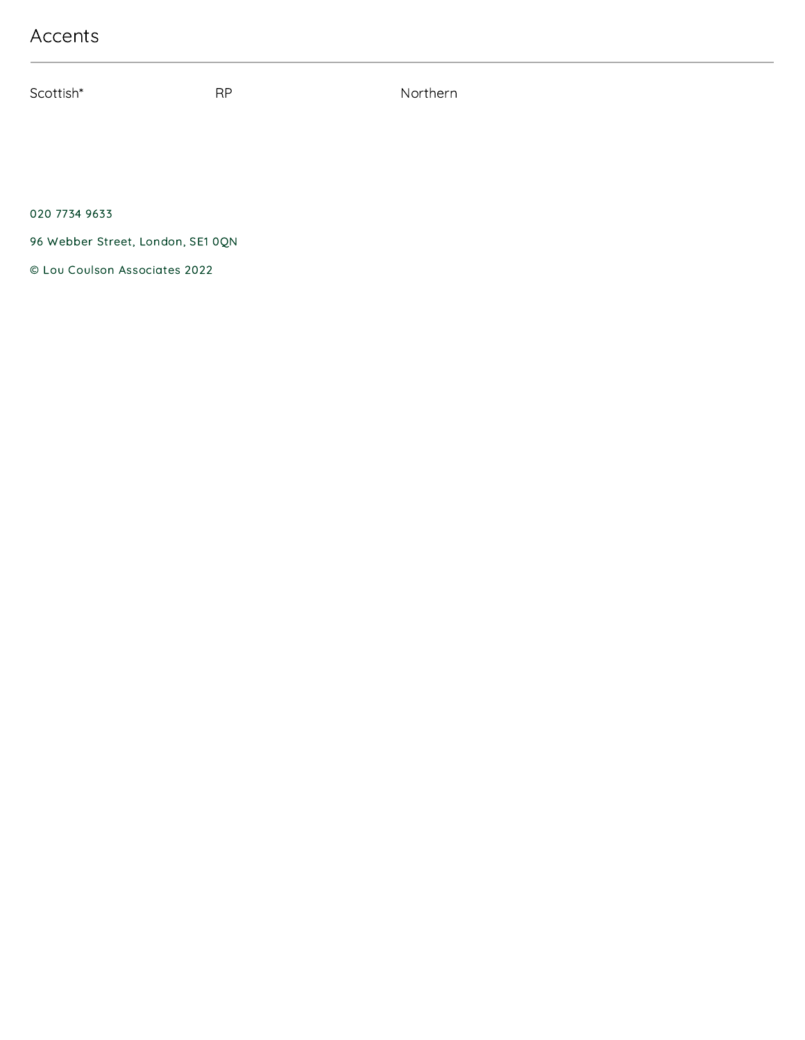## Accents

| | | |
|---|---|---|
| Scottish* | RP | Northern |

020 7734 9633

96 Webber Street, London, SE1 0QN

© Lou Coulson Associates 2022